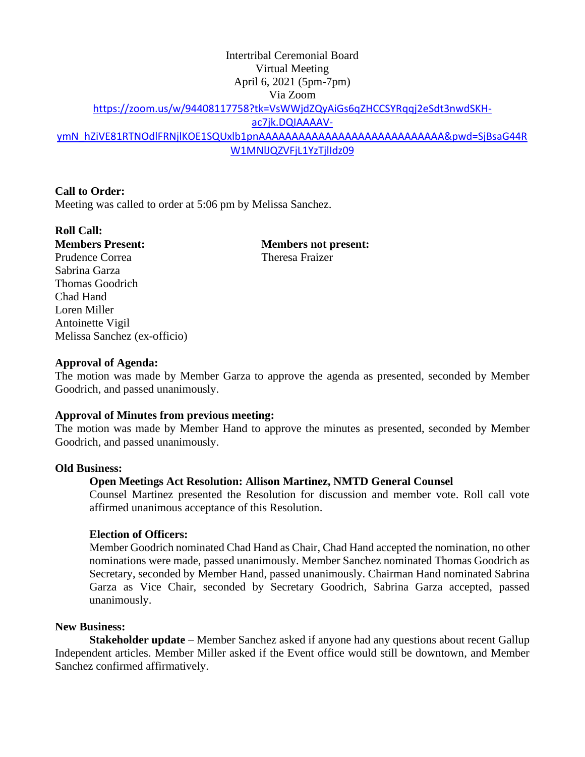Intertribal Ceremonial Board
Virtual Meeting
April 6, 2021 (5pm-7pm)
Via Zoom
https://zoom.us/w/94408117758?tk=VsWWjdZQyAiGs6qZHCCSYRqqj2eSdt3nwdSKH-ac7jk.DQIAAAAV-ymN_hZiVE81RTNOdlFRNjlKOE1SQUxlb1pnAAAAAAAAAAAAAAAAAAAAAAAAAAAAAA&pwd=SjBsaG44RW1MNlJQZVFjL1YzTjlIdz09

**Call to Order:**
Meeting was called to order at 5:06 pm by Melissa Sanchez.

**Roll Call:**

**Members Present:**
Prudence Correa
Sabrina Garza
Thomas Goodrich
Chad Hand
Loren Miller
Antoinette Vigil
Melissa Sanchez (ex-officio)

**Members not present:**
Theresa Fraizer

**Approval of Agenda:**
The motion was made by Member Garza to approve the agenda as presented, seconded by Member Goodrich, and passed unanimously.

**Approval of Minutes from previous meeting:**
The motion was made by Member Hand to approve the minutes as presented, seconded by Member Goodrich, and passed unanimously.

**Old Business:**

**Open Meetings Act Resolution: Allison Martinez, NMTD General Counsel**
Counsel Martinez presented the Resolution for discussion and member vote. Roll call vote affirmed unanimous acceptance of this Resolution.

**Election of Officers:**
Member Goodrich nominated Chad Hand as Chair, Chad Hand accepted the nomination, no other nominations were made, passed unanimously. Member Sanchez nominated Thomas Goodrich as Secretary, seconded by Member Hand, passed unanimously. Chairman Hand nominated Sabrina Garza as Vice Chair, seconded by Secretary Goodrich, Sabrina Garza accepted, passed unanimously.

**New Business:**

**Stakeholder update** – Member Sanchez asked if anyone had any questions about recent Gallup Independent articles. Member Miller asked if the Event office would still be downtown, and Member Sanchez confirmed affirmatively.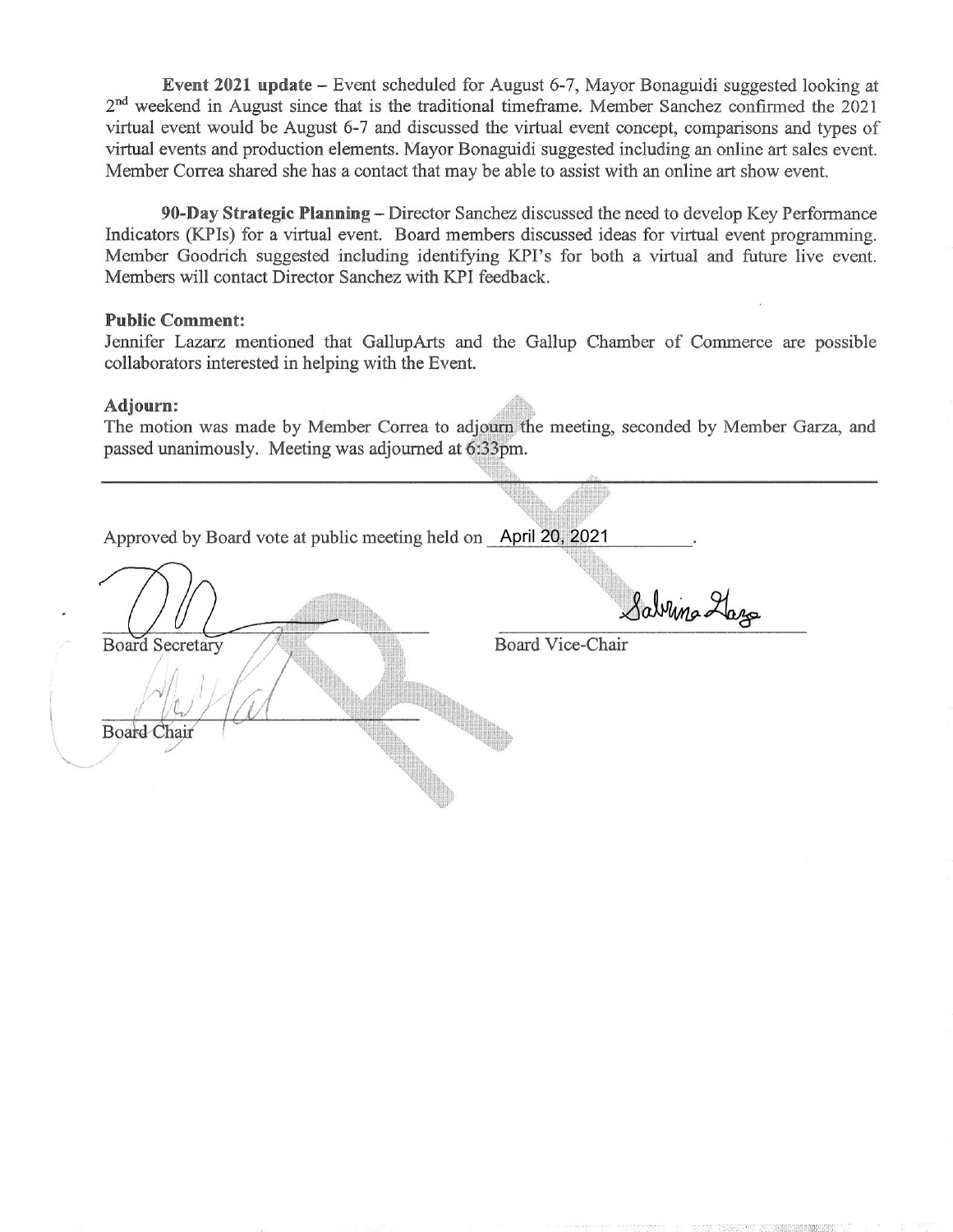**Event 2021 update** – Event scheduled for August 6-7, Mayor Bonaguidi suggested looking at 2nd weekend in August since that is the traditional timeframe. Member Sanchez confirmed the 2021 virtual event would be August 6-7 and discussed the virtual event concept, comparisons and types of virtual events and production elements. Mayor Bonaguidi suggested including an online art sales event. Member Correa shared she has a contact that may be able to assist with an online art show event.

**90-Day Strategic Planning** – Director Sanchez discussed the need to develop Key Performance Indicators (KPIs) for a virtual event. Board members discussed ideas for virtual event programming. Member Goodrich suggested including identifying KPI's for both a virtual and future live event. Members will contact Director Sanchez with KPI feedback.

**Public Comment:**

Jennifer Lazarz mentioned that GallupArts and the Gallup Chamber of Commerce are possible collaborators interested in helping with the Event.

**Adjourn:**

The motion was made by Member Correa to adjourn the meeting, seconded by Member Garza, and passed unanimously. Meeting was adjourned at 6:33pm.

---

Approved by Board vote at public meeting held on April 20, 2021.

Board Secretary

Board Vice-Chair

Board Chair